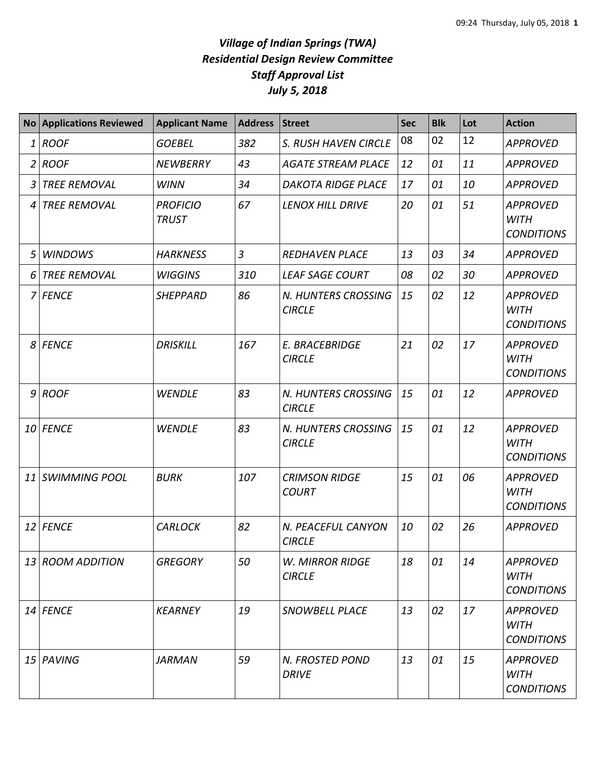# *Village of Indian Springs (TWA)*
# *Residential Design Review Committee*
# *Staff Approval List*
# *July 5, 2018*

| No | Applications Reviewed | Applicant Name | Address | Street | Sec | Blk | Lot | Action |
|---|---|---|---|---|---|---|---|---|
| 1 | ROOF | GOEBEL | 382 | S. RUSH HAVEN CIRCLE | 08 | 02 | 12 | APPROVED |
| 2 | ROOF | NEWBERRY | 43 | AGATE STREAM PLACE | 12 | 01 | 11 | APPROVED |
| 3 | TREE REMOVAL | WINN | 34 | DAKOTA RIDGE PLACE | 17 | 01 | 10 | APPROVED |
| 4 | TREE REMOVAL | PROFICIO TRUST | 67 | LENOX HILL DRIVE | 20 | 01 | 51 | APPROVED WITH CONDITIONS |
| 5 | WINDOWS | HARKNESS | 3 | REDHAVEN PLACE | 13 | 03 | 34 | APPROVED |
| 6 | TREE REMOVAL | WIGGINS | 310 | LEAF SAGE COURT | 08 | 02 | 30 | APPROVED |
| 7 | FENCE | SHEPPARD | 86 | N. HUNTERS CROSSING CIRCLE | 15 | 02 | 12 | APPROVED WITH CONDITIONS |
| 8 | FENCE | DRISKILL | 167 | E. BRACEBRIDGE CIRCLE | 21 | 02 | 17 | APPROVED WITH CONDITIONS |
| 9 | ROOF | WENDLE | 83 | N. HUNTERS CROSSING CIRCLE | 15 | 01 | 12 | APPROVED |
| 10 | FENCE | WENDLE | 83 | N. HUNTERS CROSSING CIRCLE | 15 | 01 | 12 | APPROVED WITH CONDITIONS |
| 11 | SWIMMING POOL | BURK | 107 | CRIMSON RIDGE COURT | 15 | 01 | 06 | APPROVED WITH CONDITIONS |
| 12 | FENCE | CARLOCK | 82 | N. PEACEFUL CANYON CIRCLE | 10 | 02 | 26 | APPROVED |
| 13 | ROOM ADDITION | GREGORY | 50 | W. MIRROR RIDGE CIRCLE | 18 | 01 | 14 | APPROVED WITH CONDITIONS |
| 14 | FENCE | KEARNEY | 19 | SNOWBELL PLACE | 13 | 02 | 17 | APPROVED WITH CONDITIONS |
| 15 | PAVING | JARMAN | 59 | N. FROSTED POND DRIVE | 13 | 01 | 15 | APPROVED WITH CONDITIONS |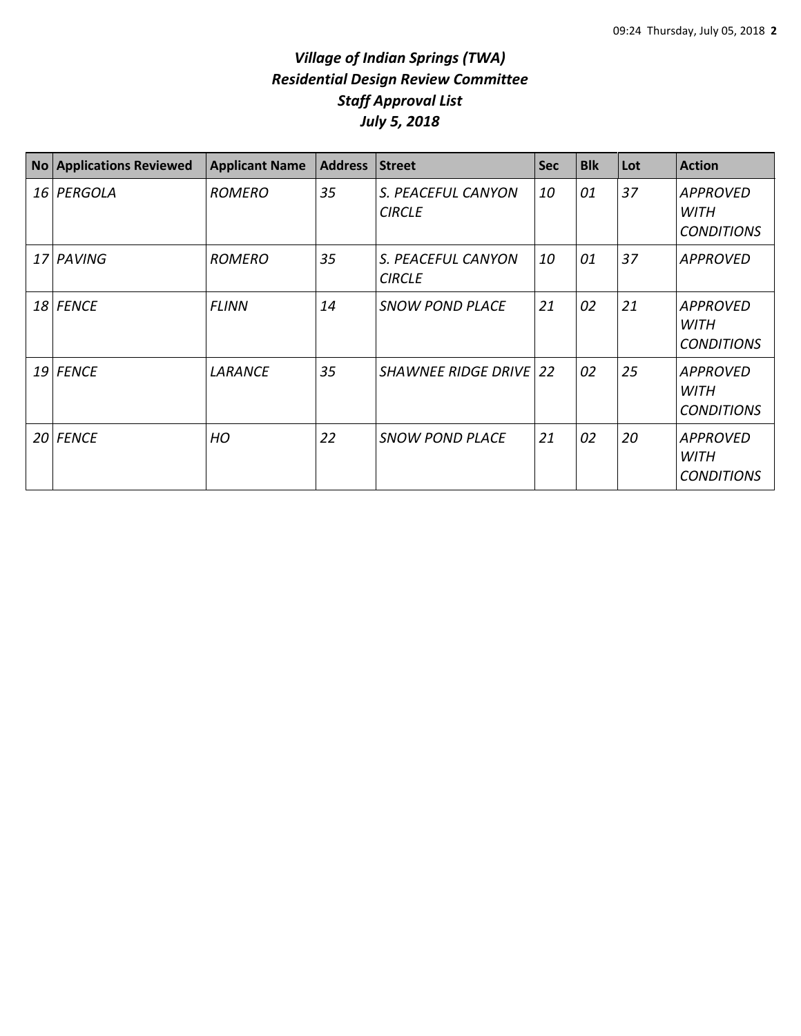# *Village of Indian Springs (TWA)*
## *Residential Design Review Committee*
## *Staff Approval List*
## *July 5, 2018*

| No | Applications Reviewed | Applicant Name | Address | Street | Sec | Blk | Lot | Action |
|---|---|---|---|---|---|---|---|---|
| *16* | *PERGOLA* | *ROMERO* | *35* | *S. PEACEFUL CANYON CIRCLE* | *10* | *01* | *37* | *APPROVED WITH CONDITIONS* |
| *17* | *PAVING* | *ROMERO* | *35* | *S. PEACEFUL CANYON CIRCLE* | *10* | *01* | *37* | *APPROVED* |
| *18* | *FENCE* | *FLINN* | *14* | *SNOW POND PLACE* | *21* | *02* | *21* | *APPROVED WITH CONDITIONS* |
| *19* | *FENCE* | *LARANCE* | *35* | *SHAWNEE RIDGE DRIVE* | *22* | *02* | *25* | *APPROVED WITH CONDITIONS* |
| *20* | *FENCE* | *HO* | *22* | *SNOW POND PLACE* | *21* | *02* | *20* | *APPROVED WITH CONDITIONS* |